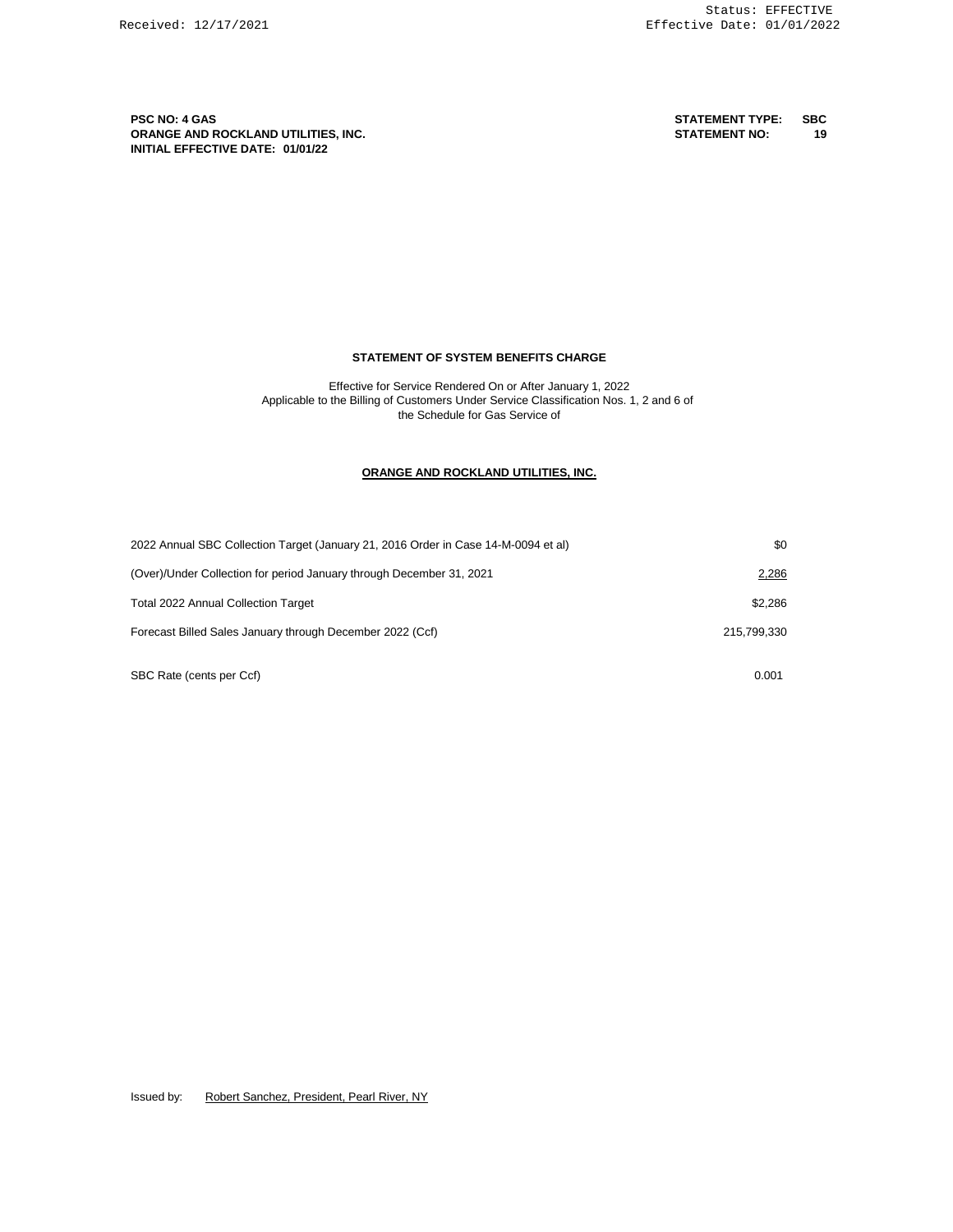Received: 12/17/2021

Status: EFFECTIVE
Effective Date: 01/01/2022

**PSC NO: 4 GAS**
**ORANGE AND ROCKLAND UTILITIES, INC.**
**INITIAL EFFECTIVE DATE: 01/01/22**

**STATEMENT TYPE: SBC**
**STATEMENT NO: 19**

**STATEMENT OF SYSTEM BENEFITS CHARGE**

Effective for Service Rendered On or After January 1, 2022
Applicable to the Billing of Customers Under Service Classification Nos. 1, 2 and 6 of
the Schedule for Gas Service of

**ORANGE AND ROCKLAND UTILITIES, INC.**

| | |
|---|---|
| 2022 Annual SBC Collection Target (January 21, 2016 Order in Case 14-M-0094 et al) | $0 |
| (Over)/Under Collection for period January through December 31, 2021 | 2,286 |
| Total 2022 Annual Collection Target | $2,286 |
| Forecast Billed Sales January through December 2022 (Ccf) | 215,799,330 |
| SBC Rate (cents per Ccf) | 0.001 |

Issued by: Robert Sanchez, President, Pearl River, NY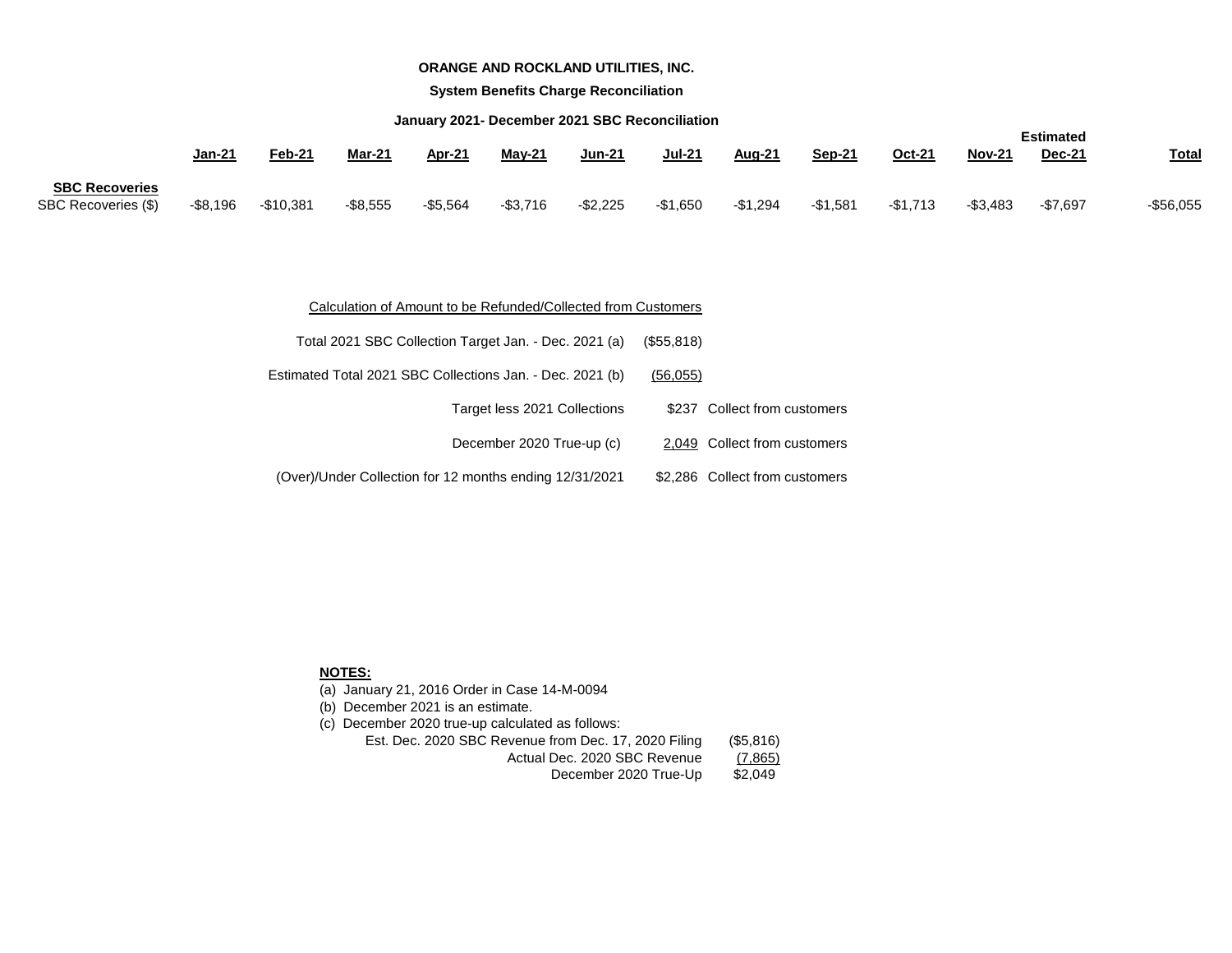**ORANGE AND ROCKLAND UTILITIES, INC.**

**System Benefits Charge Reconciliation**

**January 2021- December 2021 SBC Reconciliation**

| | Jan-21 | Feb-21 | Mar-21 | Apr-21 | May-21 | Jun-21 | Jul-21 | Aug-21 | Sep-21 | Oct-21 | Nov-21 | Estimated Dec-21 | Total |
|---|---|---|---|---|---|---|---|---|---|---|---|---|---|
| **SBC Recoveries** | | | | | | | | | | | | | |
| SBC Recoveries ($) | -$8,196 | -$10,381 | -$8,555 | -$5,564 | -$3,716 | -$2,225 | -$1,650 | -$1,294 | -$1,581 | -$1,713 | -$3,483 | -$7,697 | -$56,055 |

Calculation of Amount to be Refunded/Collected from Customers

| | | |
|---|---|---|
| Total 2021 SBC Collection Target Jan. - Dec. 2021 (a) | ($55,818) | |
| Estimated Total 2021 SBC Collections Jan. - Dec. 2021 (b) | (56,055) | |
| Target less 2021 Collections | $237 | Collect from customers |
| December 2020 True-up (c) | 2,049 | Collect from customers |
| (Over)/Under Collection for 12 months ending 12/31/2021 | $2,286 | Collect from customers |

**NOTES:**

(a) January 21, 2016 Order in Case 14-M-0094

(b) December 2021 is an estimate.

(c) December 2020 true-up calculated as follows:

| | |
|---|---|
| Est. Dec. 2020 SBC Revenue from Dec. 17, 2020 Filing | ($5,816) |
| Actual Dec. 2020 SBC Revenue | (7,865) |
| December 2020 True-Up | $2,049 |